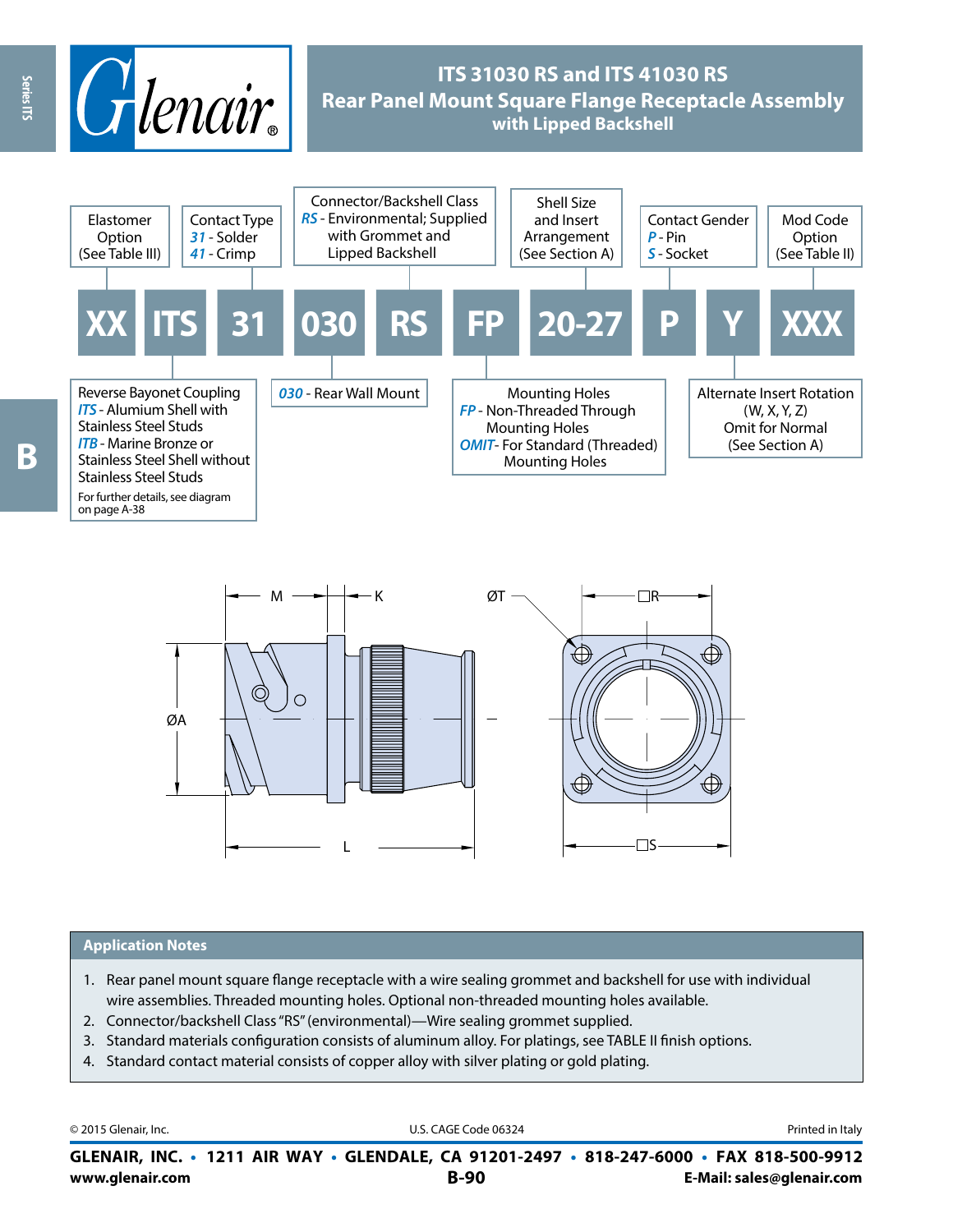# ITS 31030 RS and ITS 41030 RS
## Rear Panel Mount Square Flange Receptacle Assembly with Lipped Backshell

**XX ITS 31 030 RS FP 20-27 P Y XXX**

| Field | Description |
|---|---|
| XX | Elastomer Option (See Table III) |
| ITS | Reverse Bayonet Coupling<br>*ITS* - Alumium Shell with Stainless Steel Studs<br>*ITB* - Marine Bronze or Stainless Steel Shell without Stainless Steel Studs<br>For further details, see diagram on page A-38 |
| 31 | Contact Type<br>*31* - Solder<br>*41* - Crimp |
| 030 | *030* - Rear Wall Mount |
| RS | Connector/Backshell Class<br>*RS* - Environmental; Supplied with Grommet and Lipped Backshell |
| FP | Mounting Holes<br>*FP* - Non-Threaded Through Mounting Holes<br>*OMIT*- For Standard (Threaded) Mounting Holes |
| 20-27 | Shell Size and Insert Arrangement (See Section A) |
| P | Contact Gender<br>*P* - Pin<br>*S* - Socket |
| Y | Alternate Insert Rotation (W, X, Y, Z)<br>Omit for Normal<br>(See Section A) |
| XXX | Mod Code Option (See Table II) |

M, K, ØA, L, ØT, □R, □S

### Application Notes

1. Rear panel mount square flange receptacle with a wire sealing grommet and backshell for use with individual wire assemblies. Threaded mounting holes. Optional non-threaded mounting holes available.
2. Connector/backshell Class "RS" (environmental)—Wire sealing grommet supplied.
3. Standard materials configuration consists of aluminum alloy. For platings, see TABLE II finish options.
4. Standard contact material consists of copper alloy with silver plating or gold plating.

© 2015 Glenair, Inc. U.S. CAGE Code 06324 Printed in Italy

**GLENAIR, INC. • 1211 AIR WAY • GLENDALE, CA 91201-2497 • 818-247-6000 • FAX 818-500-9912**
**www.glenair.com** **E-Mail: sales@glenair.com**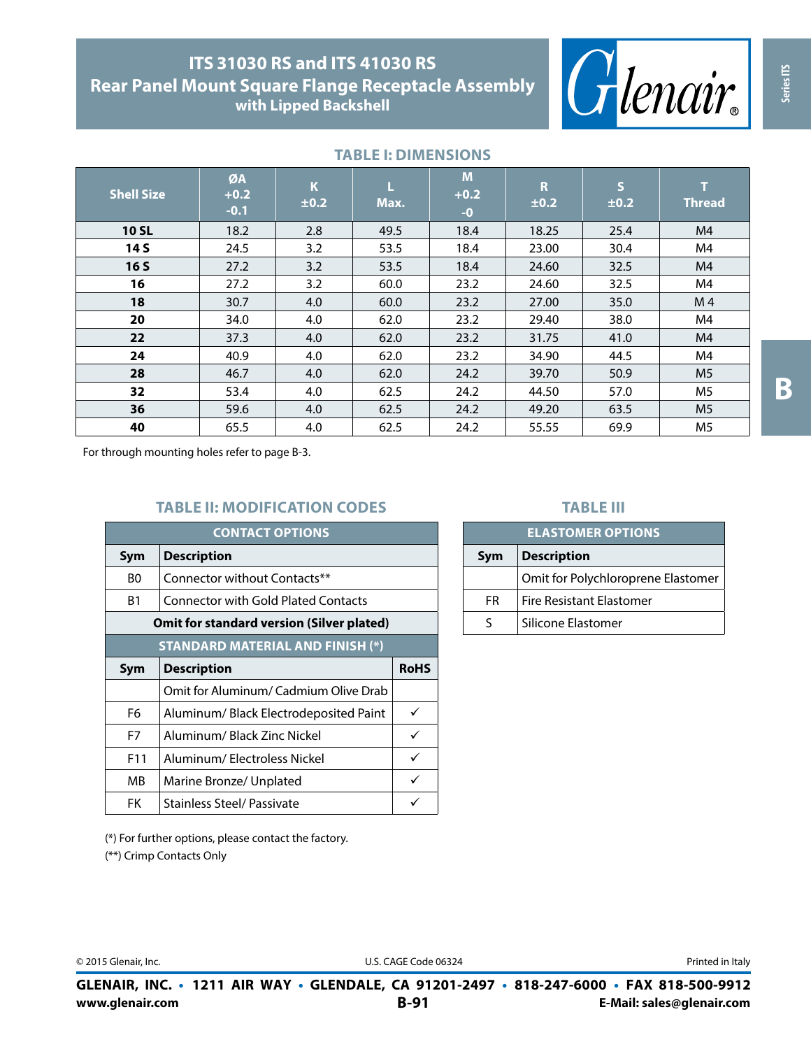# ITS 31030 RS and ITS 41030 RS
## Rear Panel Mount Square Flange Receptacle Assembly
### with Lipped Backshell

### TABLE I: DIMENSIONS

| Shell Size | ØA +0.2 -0.1 | K ±0.2 | L Max. | M +0.2 -0 | R ±0.2 | S ±0.2 | T Thread |
|---|---|---|---|---|---|---|---|
| **10 SL** | 18.2 | 2.8 | 49.5 | 18.4 | 18.25 | 25.4 | M4 |
| **14 S** | 24.5 | 3.2 | 53.5 | 18.4 | 23.00 | 30.4 | M4 |
| **16 S** | 27.2 | 3.2 | 53.5 | 18.4 | 24.60 | 32.5 | M4 |
| **16** | 27.2 | 3.2 | 60.0 | 23.2 | 24.60 | 32.5 | M4 |
| **18** | 30.7 | 4.0 | 60.0 | 23.2 | 27.00 | 35.0 | M 4 |
| **20** | 34.0 | 4.0 | 62.0 | 23.2 | 29.40 | 38.0 | M4 |
| **22** | 37.3 | 4.0 | 62.0 | 23.2 | 31.75 | 41.0 | M4 |
| **24** | 40.9 | 4.0 | 62.0 | 23.2 | 34.90 | 44.5 | M4 |
| **28** | 46.7 | 4.0 | 62.0 | 24.2 | 39.70 | 50.9 | M5 |
| **32** | 53.4 | 4.0 | 62.5 | 24.2 | 44.50 | 57.0 | M5 |
| **36** | 59.6 | 4.0 | 62.5 | 24.2 | 49.20 | 63.5 | M5 |
| **40** | 65.5 | 4.0 | 62.5 | 24.2 | 55.55 | 69.9 | M5 |

For through mounting holes refer to page B-3.

### TABLE II: MODIFICATION CODES

| CONTACT OPTIONS | | |
|---|---|---|
| **Sym** | **Description** | |
| B0 | Connector without Contacts** | |
| B1 | Connector with Gold Plated Contacts | |
| **Omit for standard version (Silver plated)** | | |
| **STANDARD MATERIAL AND FINISH (*)** | | |
| **Sym** | **Description** | **RoHS** |
| | Omit for Aluminum/ Cadmium Olive Drab | |
| F6 | Aluminum/ Black Electrodeposited Paint | ✓ |
| F7 | Aluminum/ Black Zinc Nickel | ✓ |
| F11 | Aluminum/ Electroless Nickel | ✓ |
| MB | Marine Bronze/ Unplated | ✓ |
| FK | Stainless Steel/ Passivate | ✓ |

(*) For further options, please contact the factory.
(**) Crimp Contacts Only

### TABLE III

| ELASTOMER OPTIONS | |
|---|---|
| **Sym** | **Description** |
| | Omit for Polychloroprene Elastomer |
| FR | Fire Resistant Elastomer |
| S | Silicone Elastomer |